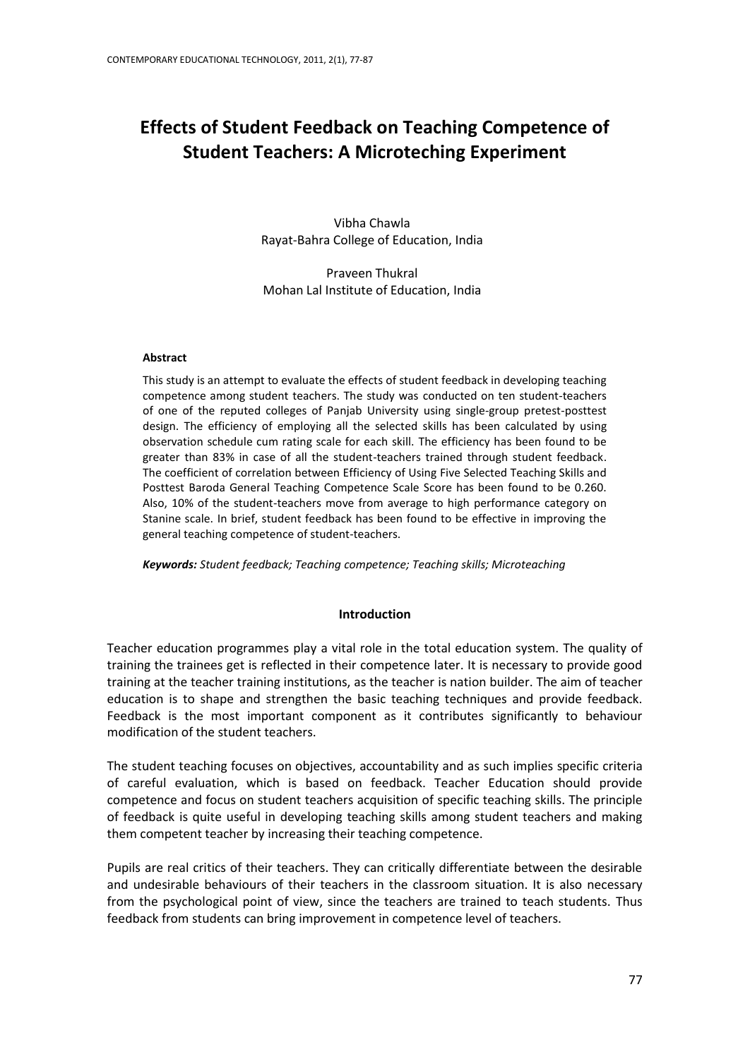# Effects of Student Feedback on Teaching Competence of Student Teachers: A Microteching Experiment

Vibha Chawla
Rayat-Bahra College of Education, India

Praveen Thukral
Mohan Lal Institute of Education, India

### Abstract

This study is an attempt to evaluate the effects of student feedback in developing teaching competence among student teachers. The study was conducted on ten student-teachers of one of the reputed colleges of Panjab University using single-group pretest-posttest design. The efficiency of employing all the selected skills has been calculated by using observation schedule cum rating scale for each skill. The efficiency has been found to be greater than 83% in case of all the student-teachers trained through student feedback. The coefficient of correlation between Efficiency of Using Five Selected Teaching Skills and Posttest Baroda General Teaching Competence Scale Score has been found to be 0.260. Also, 10% of the student-teachers move from average to high performance category on Stanine scale. In brief, student feedback has been found to be effective in improving the general teaching competence of student-teachers.

***Keywords:*** *Student feedback; Teaching competence; Teaching skills; Microteaching*

## Introduction

Teacher education programmes play a vital role in the total education system. The quality of training the trainees get is reflected in their competence later. It is necessary to provide good training at the teacher training institutions, as the teacher is nation builder. The aim of teacher education is to shape and strengthen the basic teaching techniques and provide feedback. Feedback is the most important component as it contributes significantly to behaviour modification of the student teachers.

The student teaching focuses on objectives, accountability and as such implies specific criteria of careful evaluation, which is based on feedback. Teacher Education should provide competence and focus on student teachers acquisition of specific teaching skills. The principle of feedback is quite useful in developing teaching skills among student teachers and making them competent teacher by increasing their teaching competence.

Pupils are real critics of their teachers. They can critically differentiate between the desirable and undesirable behaviours of their teachers in the classroom situation. It is also necessary from the psychological point of view, since the teachers are trained to teach students. Thus feedback from students can bring improvement in competence level of teachers.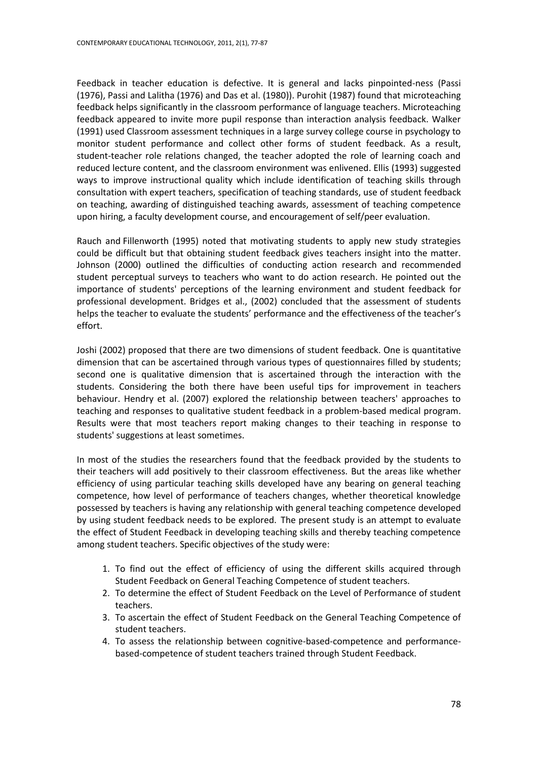Feedback in teacher education is defective. It is general and lacks pinpointed-ness (Passi (1976), Passi and Lalitha (1976) and Das et al. (1980)). Purohit (1987) found that microteaching feedback helps significantly in the classroom performance of language teachers. Microteaching feedback appeared to invite more pupil response than interaction analysis feedback. Walker (1991) used Classroom assessment techniques in a large survey college course in psychology to monitor student performance and collect other forms of student feedback. As a result, student-teacher role relations changed, the teacher adopted the role of learning coach and reduced lecture content, and the classroom environment was enlivened. Ellis (1993) suggested ways to improve instructional quality which include identification of teaching skills through consultation with expert teachers, specification of teaching standards, use of student feedback on teaching, awarding of distinguished teaching awards, assessment of teaching competence upon hiring, a faculty development course, and encouragement of self/peer evaluation.

Rauch and Fillenworth (1995) noted that motivating students to apply new study strategies could be difficult but that obtaining student feedback gives teachers insight into the matter. Johnson (2000) outlined the difficulties of conducting action research and recommended student perceptual surveys to teachers who want to do action research. He pointed out the importance of students' perceptions of the learning environment and student feedback for professional development. Bridges et al., (2002) concluded that the assessment of students helps the teacher to evaluate the students' performance and the effectiveness of the teacher's effort.

Joshi (2002) proposed that there are two dimensions of student feedback. One is quantitative dimension that can be ascertained through various types of questionnaires filled by students; second one is qualitative dimension that is ascertained through the interaction with the students. Considering the both there have been useful tips for improvement in teachers behaviour. Hendry et al. (2007) explored the relationship between teachers' approaches to teaching and responses to qualitative student feedback in a problem-based medical program. Results were that most teachers report making changes to their teaching in response to students' suggestions at least sometimes.

In most of the studies the researchers found that the feedback provided by the students to their teachers will add positively to their classroom effectiveness. But the areas like whether efficiency of using particular teaching skills developed have any bearing on general teaching competence, how level of performance of teachers changes, whether theoretical knowledge possessed by teachers is having any relationship with general teaching competence developed by using student feedback needs to be explored. The present study is an attempt to evaluate the effect of Student Feedback in developing teaching skills and thereby teaching competence among student teachers. Specific objectives of the study were:

1. To find out the effect of efficiency of using the different skills acquired through Student Feedback on General Teaching Competence of student teachers.
2. To determine the effect of Student Feedback on the Level of Performance of student teachers.
3. To ascertain the effect of Student Feedback on the General Teaching Competence of student teachers.
4. To assess the relationship between cognitive-based-competence and performance-based-competence of student teachers trained through Student Feedback.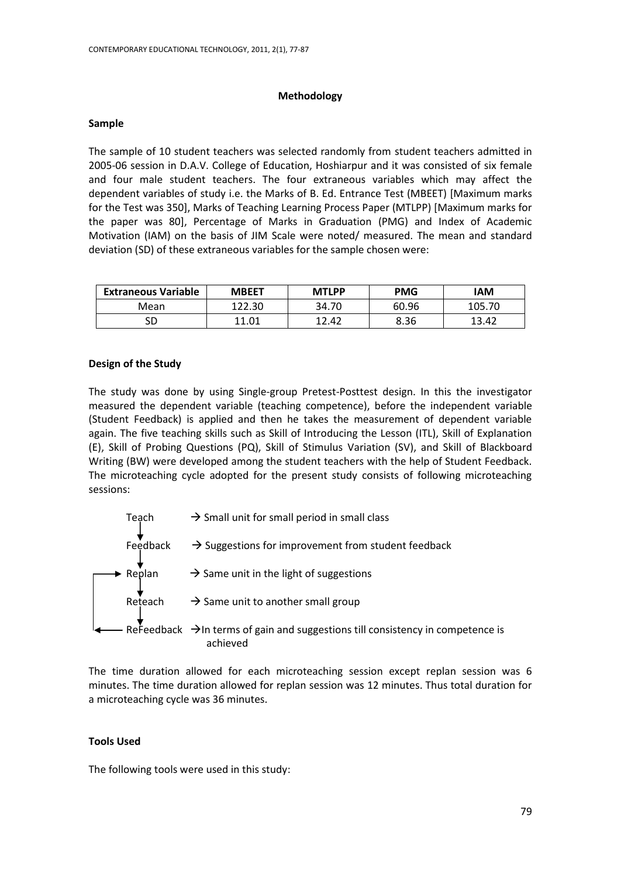## Methodology

### Sample

The sample of 10 student teachers was selected randomly from student teachers admitted in 2005-06 session in D.A.V. College of Education, Hoshiarpur and it was consisted of six female and four male student teachers. The four extraneous variables which may affect the dependent variables of study i.e. the Marks of B. Ed. Entrance Test (MBEET) [Maximum marks for the Test was 350], Marks of Teaching Learning Process Paper (MTLPP) [Maximum marks for the paper was 80], Percentage of Marks in Graduation (PMG) and Index of Academic Motivation (IAM) on the basis of JIM Scale were noted/ measured. The mean and standard deviation (SD) of these extraneous variables for the sample chosen were:

| Extraneous Variable | MBEET | MTLPP | PMG | IAM |
|---|---|---|---|---|
| Mean | 122.30 | 34.70 | 60.96 | 105.70 |
| SD | 11.01 | 12.42 | 8.36 | 13.42 |

### Design of the Study

The study was done by using Single-group Pretest-Posttest design. In this the investigator measured the dependent variable (teaching competence), before the independent variable (Student Feedback) is applied and then he takes the measurement of dependent variable again. The five teaching skills such as Skill of Introducing the Lesson (ITL), Skill of Explanation (E), Skill of Probing Questions (PQ), Skill of Stimulus Variation (SV), and Skill of Blackboard Writing (BW) were developed among the student teachers with the help of Student Feedback. The microteaching cycle adopted for the present study consists of following microteaching sessions:

- Teach → Small unit for small period in small class
- Feedback → Suggestions for improvement from student feedback
- Replan → Same unit in the light of suggestions
- Reteach → Same unit to another small group
- ReFeedback → In terms of gain and suggestions till consistency in competence is achieved (returns to Replan)

The time duration allowed for each microteaching session except replan session was 6 minutes. The time duration allowed for replan session was 12 minutes. Thus total duration for a microteaching cycle was 36 minutes.

### Tools Used

The following tools were used in this study: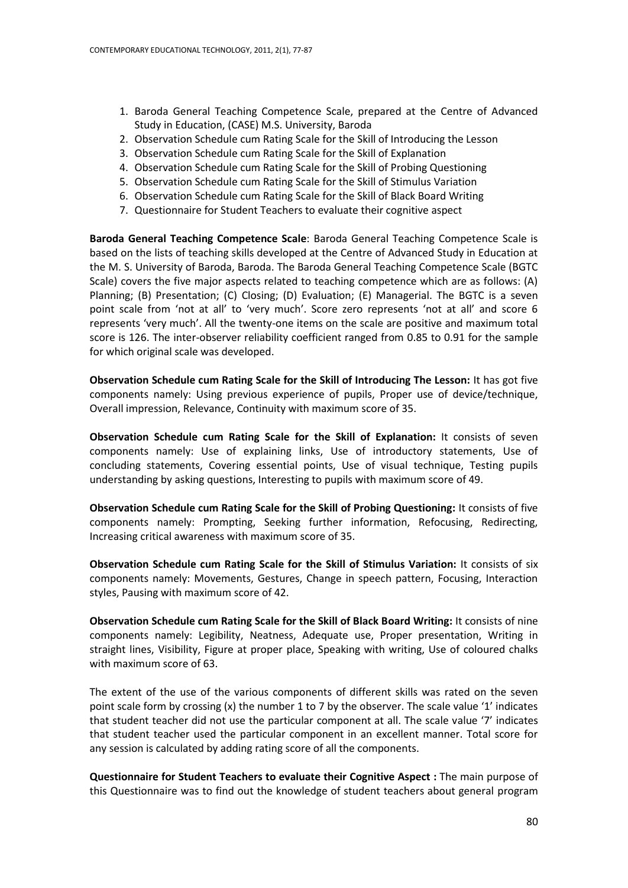1. Baroda General Teaching Competence Scale, prepared at the Centre of Advanced Study in Education, (CASE) M.S. University, Baroda
2. Observation Schedule cum Rating Scale for the Skill of Introducing the Lesson
3. Observation Schedule cum Rating Scale for the Skill of Explanation
4. Observation Schedule cum Rating Scale for the Skill of Probing Questioning
5. Observation Schedule cum Rating Scale for the Skill of Stimulus Variation
6. Observation Schedule cum Rating Scale for the Skill of Black Board Writing
7. Questionnaire for Student Teachers to evaluate their cognitive aspect

**Baroda General Teaching Competence Scale**: Baroda General Teaching Competence Scale is based on the lists of teaching skills developed at the Centre of Advanced Study in Education at the M. S. University of Baroda, Baroda. The Baroda General Teaching Competence Scale (BGTC Scale) covers the five major aspects related to teaching competence which are as follows: (A) Planning; (B) Presentation; (C) Closing; (D) Evaluation; (E) Managerial. The BGTC is a seven point scale from 'not at all' to 'very much'. Score zero represents 'not at all' and score 6 represents 'very much'. All the twenty-one items on the scale are positive and maximum total score is 126. The inter-observer reliability coefficient ranged from 0.85 to 0.91 for the sample for which original scale was developed.

**Observation Schedule cum Rating Scale for the Skill of Introducing The Lesson:** It has got five components namely: Using previous experience of pupils, Proper use of device/technique, Overall impression, Relevance, Continuity with maximum score of 35.

**Observation Schedule cum Rating Scale for the Skill of Explanation:** It consists of seven components namely: Use of explaining links, Use of introductory statements, Use of concluding statements, Covering essential points, Use of visual technique, Testing pupils understanding by asking questions, Interesting to pupils with maximum score of 49.

**Observation Schedule cum Rating Scale for the Skill of Probing Questioning:** It consists of five components namely: Prompting, Seeking further information, Refocusing, Redirecting, Increasing critical awareness with maximum score of 35.

**Observation Schedule cum Rating Scale for the Skill of Stimulus Variation:** It consists of six components namely: Movements, Gestures, Change in speech pattern, Focusing, Interaction styles, Pausing with maximum score of 42.

**Observation Schedule cum Rating Scale for the Skill of Black Board Writing:** It consists of nine components namely: Legibility, Neatness, Adequate use, Proper presentation, Writing in straight lines, Visibility, Figure at proper place, Speaking with writing, Use of coloured chalks with maximum score of 63.

The extent of the use of the various components of different skills was rated on the seven point scale form by crossing (x) the number 1 to 7 by the observer. The scale value '1' indicates that student teacher did not use the particular component at all. The scale value '7' indicates that student teacher used the particular component in an excellent manner. Total score for any session is calculated by adding rating score of all the components.

**Questionnaire for Student Teachers to evaluate their Cognitive Aspect :** The main purpose of this Questionnaire was to find out the knowledge of student teachers about general program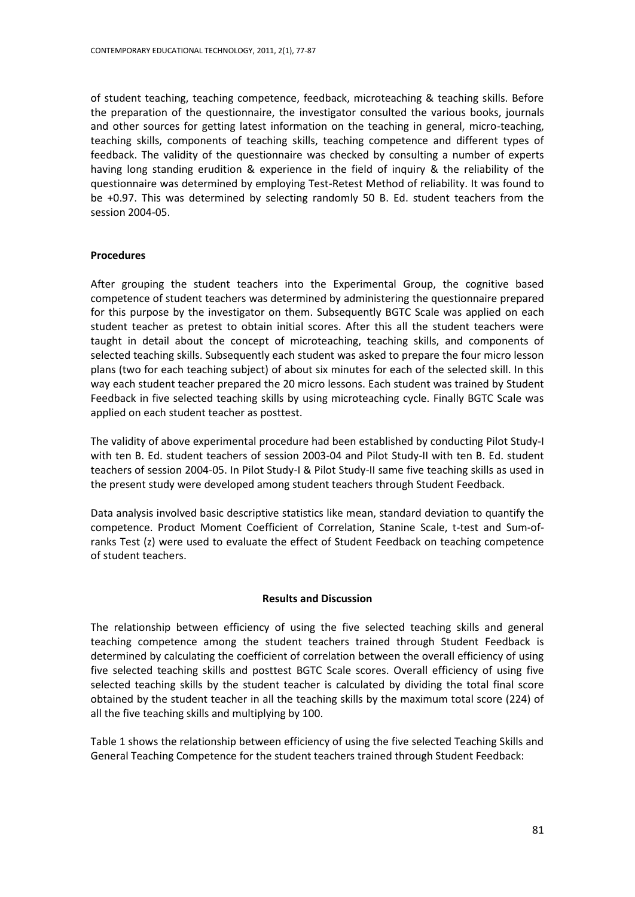of student teaching, teaching competence, feedback, microteaching & teaching skills. Before the preparation of the questionnaire, the investigator consulted the various books, journals and other sources for getting latest information on the teaching in general, micro-teaching, teaching skills, components of teaching skills, teaching competence and different types of feedback. The validity of the questionnaire was checked by consulting a number of experts having long standing erudition & experience in the field of inquiry & the reliability of the questionnaire was determined by employing Test-Retest Method of reliability. It was found to be +0.97. This was determined by selecting randomly 50 B. Ed. student teachers from the session 2004-05.

### Procedures

After grouping the student teachers into the Experimental Group, the cognitive based competence of student teachers was determined by administering the questionnaire prepared for this purpose by the investigator on them. Subsequently BGTC Scale was applied on each student teacher as pretest to obtain initial scores. After this all the student teachers were taught in detail about the concept of microteaching, teaching skills, and components of selected teaching skills. Subsequently each student was asked to prepare the four micro lesson plans (two for each teaching subject) of about six minutes for each of the selected skill. In this way each student teacher prepared the 20 micro lessons. Each student was trained by Student Feedback in five selected teaching skills by using microteaching cycle. Finally BGTC Scale was applied on each student teacher as posttest.

The validity of above experimental procedure had been established by conducting Pilot Study-I with ten B. Ed. student teachers of session 2003-04 and Pilot Study-II with ten B. Ed. student teachers of session 2004-05. In Pilot Study-I & Pilot Study-II same five teaching skills as used in the present study were developed among student teachers through Student Feedback.

Data analysis involved basic descriptive statistics like mean, standard deviation to quantify the competence. Product Moment Coefficient of Correlation, Stanine Scale, t-test and Sum-of-ranks Test (z) were used to evaluate the effect of Student Feedback on teaching competence of student teachers.

## Results and Discussion

The relationship between efficiency of using the five selected teaching skills and general teaching competence among the student teachers trained through Student Feedback is determined by calculating the coefficient of correlation between the overall efficiency of using five selected teaching skills and posttest BGTC Scale scores. Overall efficiency of using five selected teaching skills by the student teacher is calculated by dividing the total final score obtained by the student teacher in all the teaching skills by the maximum total score (224) of all the five teaching skills and multiplying by 100.

Table 1 shows the relationship between efficiency of using the five selected Teaching Skills and General Teaching Competence for the student teachers trained through Student Feedback: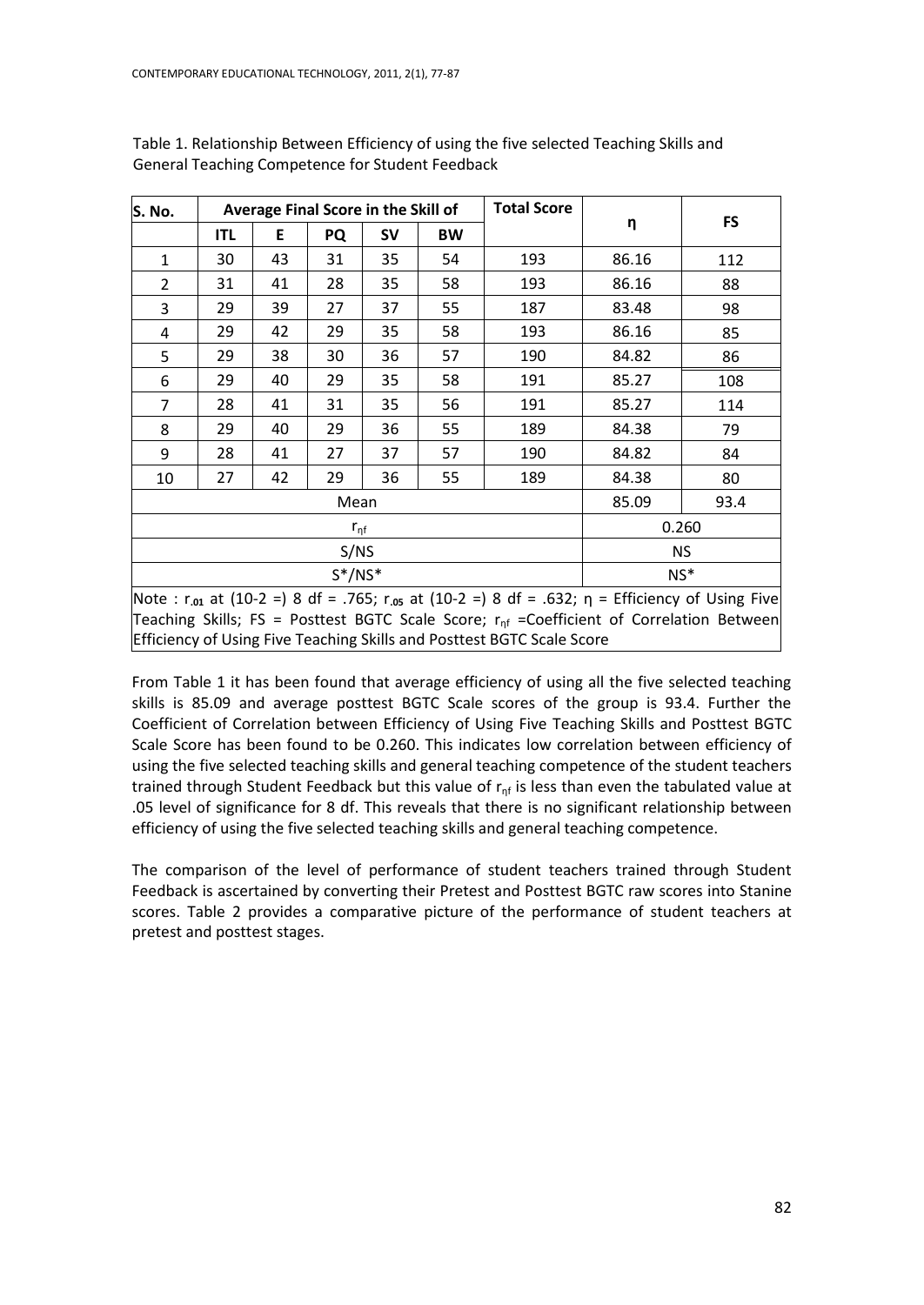Table 1. Relationship Between Efficiency of using the five selected Teaching Skills and General Teaching Competence for Student Feedback

| S. No. | Average Final Score in the Skill of | | | | | Total Score | η | FS |
|---|---|---|---|---|---|---|---|---|
| | ITL | E | PQ | SV | BW | | | |
| 1 | 30 | 43 | 31 | 35 | 54 | 193 | 86.16 | 112 |
| 2 | 31 | 41 | 28 | 35 | 58 | 193 | 86.16 | 88 |
| 3 | 29 | 39 | 27 | 37 | 55 | 187 | 83.48 | 98 |
| 4 | 29 | 42 | 29 | 35 | 58 | 193 | 86.16 | 85 |
| 5 | 29 | 38 | 30 | 36 | 57 | 190 | 84.82 | 86 |
| 6 | 29 | 40 | 29 | 35 | 58 | 191 | 85.27 | 108 |
| 7 | 28 | 41 | 31 | 35 | 56 | 191 | 85.27 | 114 |
| 8 | 29 | 40 | 29 | 36 | 55 | 189 | 84.38 | 79 |
| 9 | 28 | 41 | 27 | 37 | 57 | 190 | 84.82 | 84 |
| 10 | 27 | 42 | 29 | 36 | 55 | 189 | 84.38 | 80 |
| Mean | | | | | | | 85.09 | 93.4 |
| $r_{\eta f}$ | | | | | | | 0.260 | |
| S/NS | | | | | | | NS | |
| S*/NS* | | | | | | | NS* | |

Note : $r_{.01}$ at (10-2 =) 8 df = .765; $r_{.05}$ at (10-2 =) 8 df = .632; η = Efficiency of Using Five Teaching Skills; FS = Posttest BGTC Scale Score; $r_{\eta f}$ =Coefficient of Correlation Between Efficiency of Using Five Teaching Skills and Posttest BGTC Scale Score

From Table 1 it has been found that average efficiency of using all the five selected teaching skills is 85.09 and average posttest BGTC Scale scores of the group is 93.4. Further the Coefficient of Correlation between Efficiency of Using Five Teaching Skills and Posttest BGTC Scale Score has been found to be 0.260. This indicates low correlation between efficiency of using the five selected teaching skills and general teaching competence of the student teachers trained through Student Feedback but this value of $r_{\eta f}$ is less than even the tabulated value at .05 level of significance for 8 df. This reveals that there is no significant relationship between efficiency of using the five selected teaching skills and general teaching competence.

The comparison of the level of performance of student teachers trained through Student Feedback is ascertained by converting their Pretest and Posttest BGTC raw scores into Stanine scores. Table 2 provides a comparative picture of the performance of student teachers at pretest and posttest stages.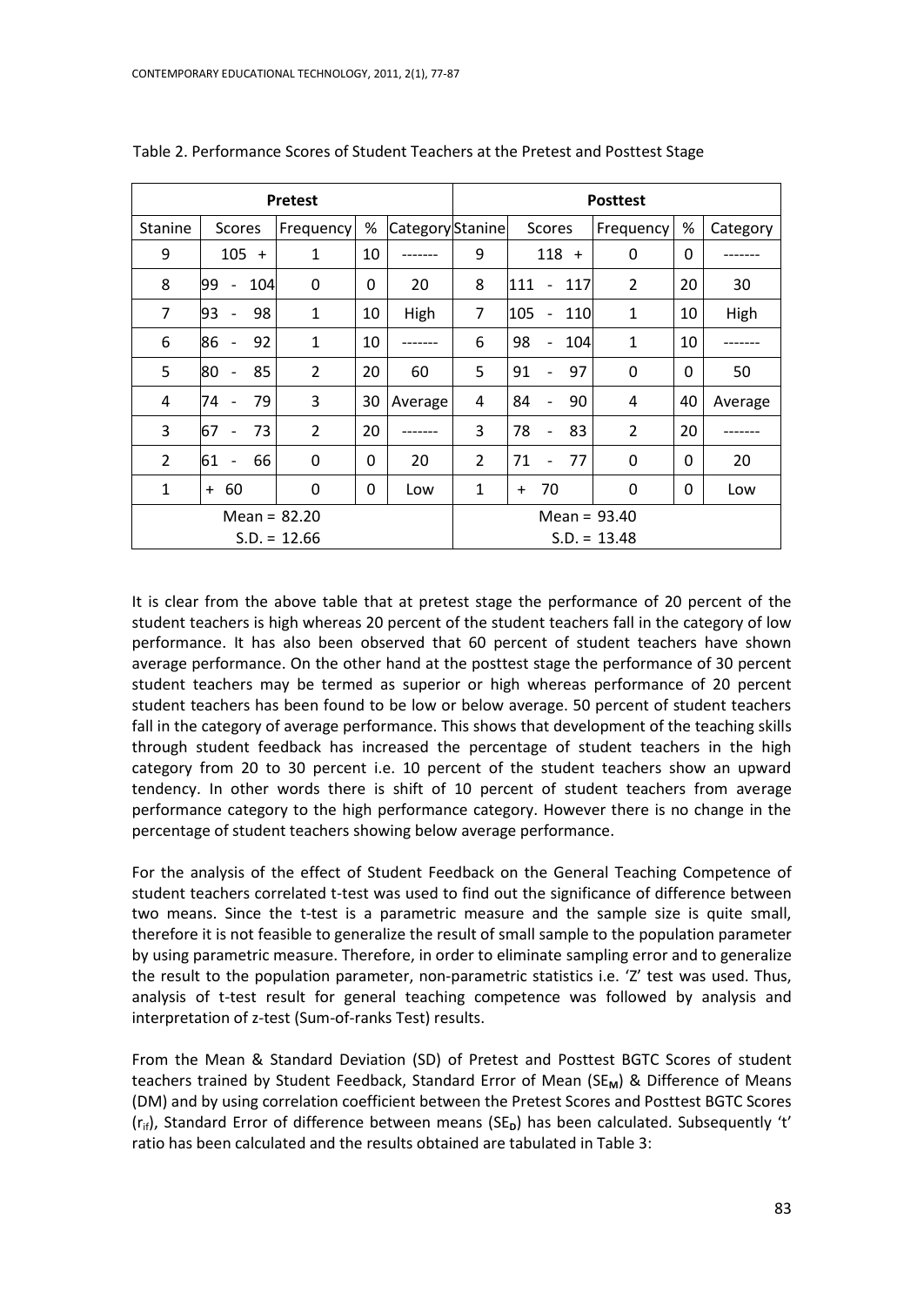Table 2. Performance Scores of Student Teachers at the Pretest and Posttest Stage

| Pretest | | | | | Posttest | | | | |
|---|---|---|---|---|---|---|---|---|---|
| Stanine | Scores | Frequency | % | Category | Stanine | Scores | Frequency | % | Category |
| 9 | 105 + | 1 | 10 | ------- | 9 | 118 + | 0 | 0 | ------- |
| 8 | 99 - 104 | 0 | 0 | 20 | 8 | 111 - 117 | 2 | 20 | 30 |
| 7 | 93 - 98 | 1 | 10 | High | 7 | 105 - 110 | 1 | 10 | High |
| 6 | 86 - 92 | 1 | 10 | ------- | 6 | 98 - 104 | 1 | 10 | ------- |
| 5 | 80 - 85 | 2 | 20 | 60 | 5 | 91 - 97 | 0 | 0 | 50 |
| 4 | 74 - 79 | 3 | 30 | Average | 4 | 84 - 90 | 4 | 40 | Average |
| 3 | 67 - 73 | 2 | 20 | ------- | 3 | 78 - 83 | 2 | 20 | ------- |
| 2 | 61 - 66 | 0 | 0 | 20 | 2 | 71 - 77 | 0 | 0 | 20 |
| 1 | + 60 | 0 | 0 | Low | 1 | + 70 | 0 | 0 | Low |
| Mean = 82.20<br>S.D. = 12.66 | | | | | Mean = 93.40<br>S.D. = 13.48 | | | | |

It is clear from the above table that at pretest stage the performance of 20 percent of the student teachers is high whereas 20 percent of the student teachers fall in the category of low performance. It has also been observed that 60 percent of student teachers have shown average performance. On the other hand at the posttest stage the performance of 30 percent student teachers may be termed as superior or high whereas performance of 20 percent student teachers has been found to be low or below average. 50 percent of student teachers fall in the category of average performance. This shows that development of the teaching skills through student feedback has increased the percentage of student teachers in the high category from 20 to 30 percent i.e. 10 percent of the student teachers show an upward tendency. In other words there is shift of 10 percent of student teachers from average performance category to the high performance category. However there is no change in the percentage of student teachers showing below average performance.

For the analysis of the effect of Student Feedback on the General Teaching Competence of student teachers correlated t-test was used to find out the significance of difference between two means. Since the t-test is a parametric measure and the sample size is quite small, therefore it is not feasible to generalize the result of small sample to the population parameter by using parametric measure. Therefore, in order to eliminate sampling error and to generalize the result to the population parameter, non-parametric statistics i.e. 'Z' test was used. Thus, analysis of t-test result for general teaching competence was followed by analysis and interpretation of z-test (Sum-of-ranks Test) results.

From the Mean & Standard Deviation (SD) of Pretest and Posttest BGTC Scores of student teachers trained by Student Feedback, Standard Error of Mean ($SE_M$) & Difference of Means (DM) and by using correlation coefficient between the Pretest Scores and Posttest BGTC Scores ($r_{if}$), Standard Error of difference between means ($SE_D$) has been calculated. Subsequently 't' ratio has been calculated and the results obtained are tabulated in Table 3: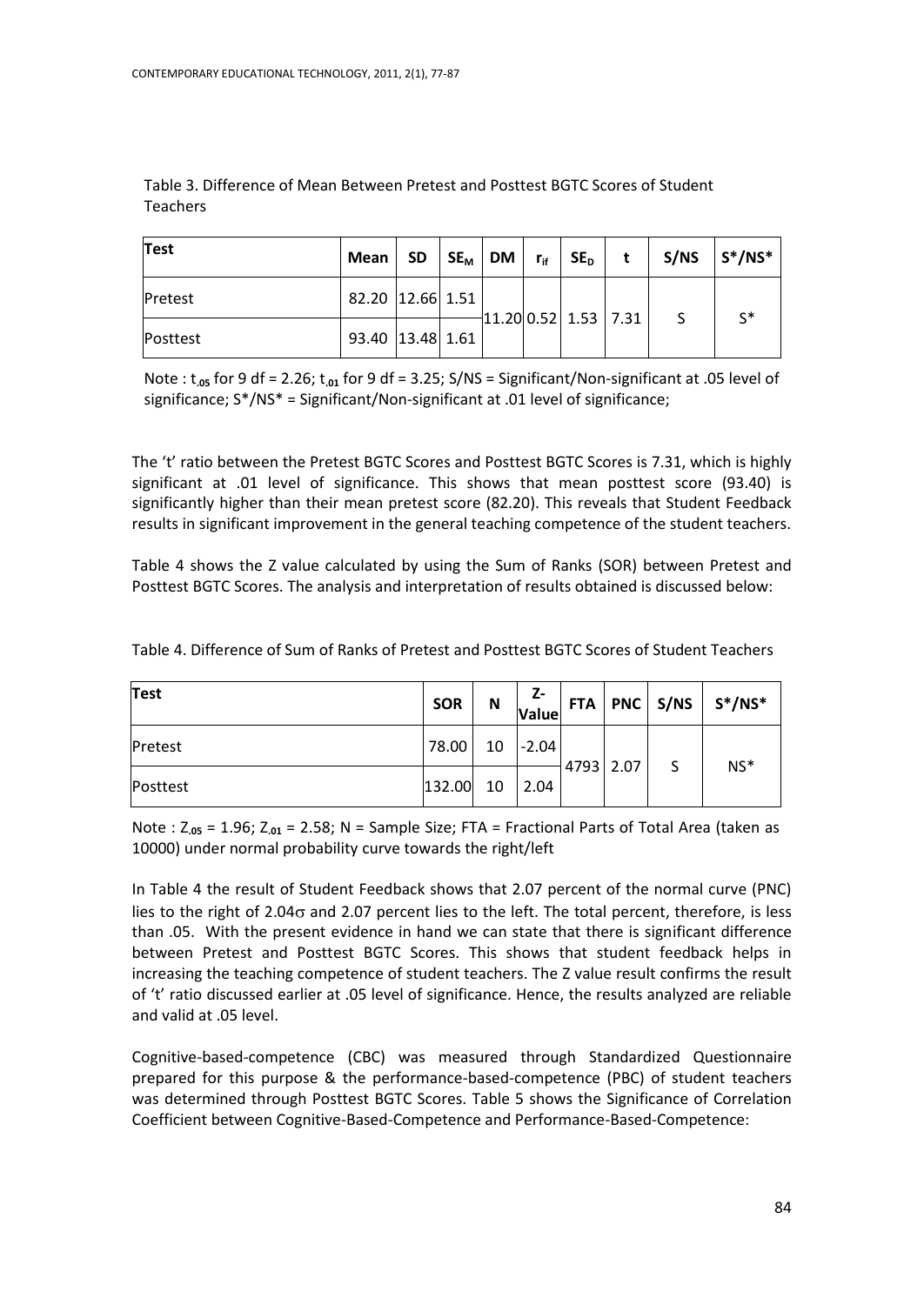Table 3. Difference of Mean Between Pretest and Posttest BGTC Scores of Student Teachers

| Test | Mean | SD | $SE_M$ | DM | $r_{if}$ | $SE_D$ | t | S/NS | S*/NS* |
|---|---|---|---|---|---|---|---|---|---|
| Pretest | 82.20 | 12.66 | 1.51 | 11.20 | 0.52 | 1.53 | 7.31 | S | S* |
| Posttest | 93.40 | 13.48 | 1.61 | | | | | | |

Note : $t_{.05}$ for 9 df = 2.26; $t_{.01}$ for 9 df = 3.25; S/NS = Significant/Non-significant at .05 level of significance; S*/NS* = Significant/Non-significant at .01 level of significance;

The 't' ratio between the Pretest BGTC Scores and Posttest BGTC Scores is 7.31, which is highly significant at .01 level of significance. This shows that mean posttest score (93.40) is significantly higher than their mean pretest score (82.20). This reveals that Student Feedback results in significant improvement in the general teaching competence of the student teachers.

Table 4 shows the Z value calculated by using the Sum of Ranks (SOR) between Pretest and Posttest BGTC Scores. The analysis and interpretation of results obtained is discussed below:

Table 4. Difference of Sum of Ranks of Pretest and Posttest BGTC Scores of Student Teachers

| Test | SOR | N | Z-Value | FTA | PNC | S/NS | S*/NS* |
|---|---|---|---|---|---|---|---|
| Pretest | 78.00 | 10 | -2.04 | 4793 | 2.07 | S | NS* |
| Posttest | 132.00 | 10 | 2.04 | | | | |

Note : $Z_{.05}$ = 1.96; $Z_{.01}$ = 2.58; N = Sample Size; FTA = Fractional Parts of Total Area (taken as 10000) under normal probability curve towards the right/left

In Table 4 the result of Student Feedback shows that 2.07 percent of the normal curve (PNC) lies to the right of $2.04\sigma$ and 2.07 percent lies to the left. The total percent, therefore, is less than .05. With the present evidence in hand we can state that there is significant difference between Pretest and Posttest BGTC Scores. This shows that student feedback helps in increasing the teaching competence of student teachers. The Z value result confirms the result of 't' ratio discussed earlier at .05 level of significance. Hence, the results analyzed are reliable and valid at .05 level.

Cognitive-based-competence (CBC) was measured through Standardized Questionnaire prepared for this purpose & the performance-based-competence (PBC) of student teachers was determined through Posttest BGTC Scores. Table 5 shows the Significance of Correlation Coefficient between Cognitive-Based-Competence and Performance-Based-Competence: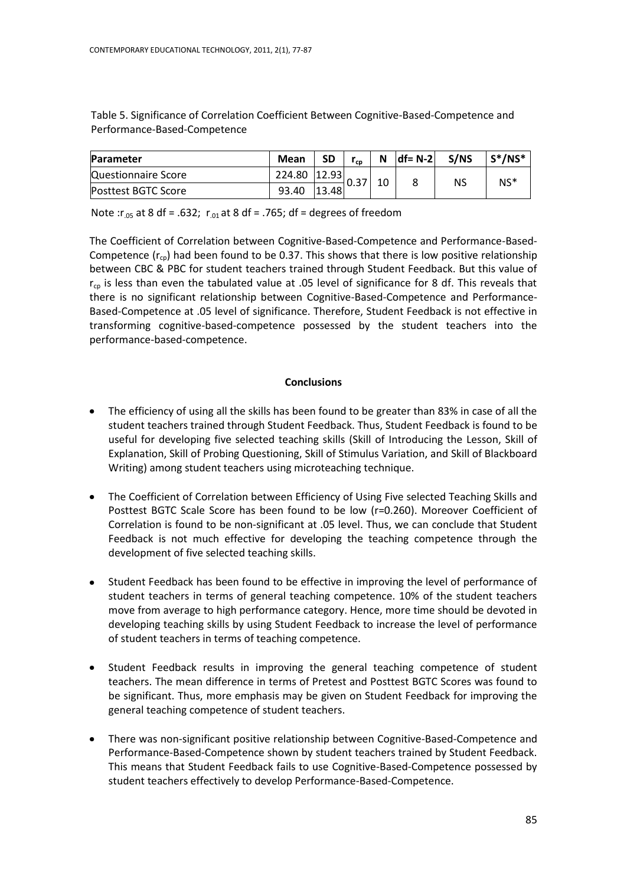Table 5. Significance of Correlation Coefficient Between Cognitive-Based-Competence and Performance-Based-Competence

| Parameter | Mean | SD | $r_{cp}$ | N | df= N-2 | S/NS | S*/NS* |
|---|---|---|---|---|---|---|---|
| Questionnaire Score | 224.80 | 12.93 | 0.37 | 10 | 8 | NS | NS* |
| Posttest BGTC Score | 93.40 | 13.48 | | | | | |

Note : $r_{.05}$ at 8 df = .632; $r_{.01}$ at 8 df = .765; df = degrees of freedom

The Coefficient of Correlation between Cognitive-Based-Competence and Performance-Based-Competence ($r_{cp}$) had been found to be 0.37. This shows that there is low positive relationship between CBC & PBC for student teachers trained through Student Feedback. But this value of $r_{cp}$ is less than even the tabulated value at .05 level of significance for 8 df. This reveals that there is no significant relationship between Cognitive-Based-Competence and Performance-Based-Competence at .05 level of significance. Therefore, Student Feedback is not effective in transforming cognitive-based-competence possessed by the student teachers into the performance-based-competence.

## Conclusions

- The efficiency of using all the skills has been found to be greater than 83% in case of all the student teachers trained through Student Feedback. Thus, Student Feedback is found to be useful for developing five selected teaching skills (Skill of Introducing the Lesson, Skill of Explanation, Skill of Probing Questioning, Skill of Stimulus Variation, and Skill of Blackboard Writing) among student teachers using microteaching technique.

- The Coefficient of Correlation between Efficiency of Using Five selected Teaching Skills and Posttest BGTC Scale Score has been found to be low (r=0.260). Moreover Coefficient of Correlation is found to be non-significant at .05 level. Thus, we can conclude that Student Feedback is not much effective for developing the teaching competence through the development of five selected teaching skills.

- Student Feedback has been found to be effective in improving the level of performance of student teachers in terms of general teaching competence. 10% of the student teachers move from average to high performance category. Hence, more time should be devoted in developing teaching skills by using Student Feedback to increase the level of performance of student teachers in terms of teaching competence.

- Student Feedback results in improving the general teaching competence of student teachers. The mean difference in terms of Pretest and Posttest BGTC Scores was found to be significant. Thus, more emphasis may be given on Student Feedback for improving the general teaching competence of student teachers.

- There was non-significant positive relationship between Cognitive-Based-Competence and Performance-Based-Competence shown by student teachers trained by Student Feedback. This means that Student Feedback fails to use Cognitive-Based-Competence possessed by student teachers effectively to develop Performance-Based-Competence.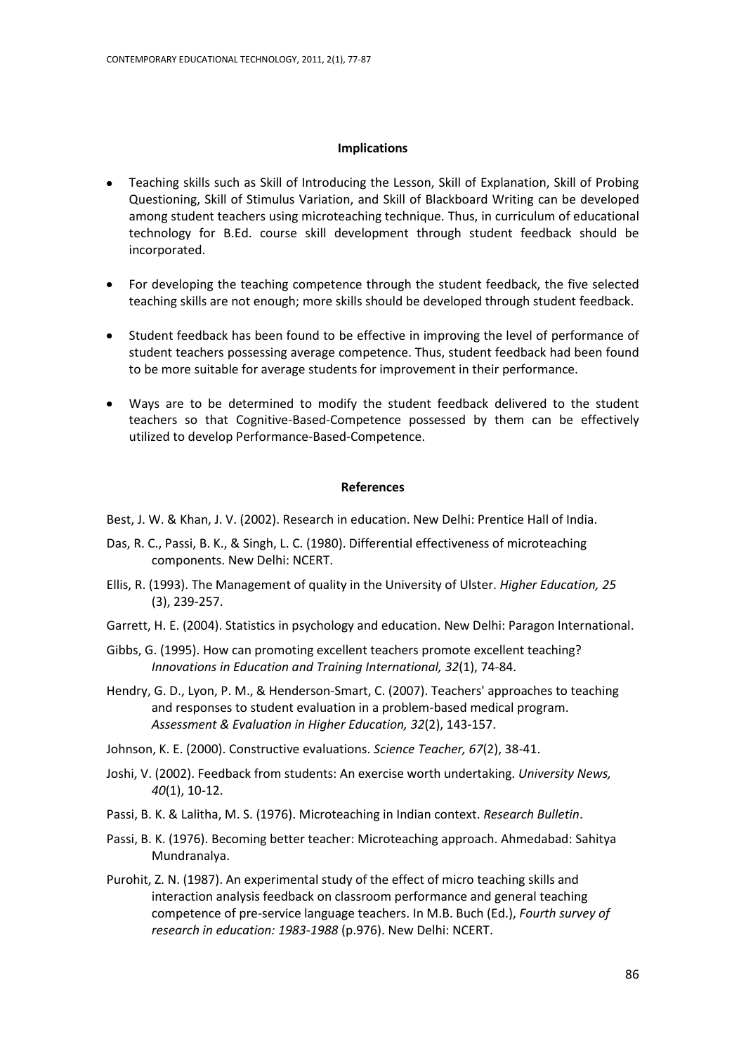## Implications

- Teaching skills such as Skill of Introducing the Lesson, Skill of Explanation, Skill of Probing Questioning, Skill of Stimulus Variation, and Skill of Blackboard Writing can be developed among student teachers using microteaching technique. Thus, in curriculum of educational technology for B.Ed. course skill development through student feedback should be incorporated.
- For developing the teaching competence through the student feedback, the five selected teaching skills are not enough; more skills should be developed through student feedback.
- Student feedback has been found to be effective in improving the level of performance of student teachers possessing average competence. Thus, student feedback had been found to be more suitable for average students for improvement in their performance.
- Ways are to be determined to modify the student feedback delivered to the student teachers so that Cognitive-Based-Competence possessed by them can be effectively utilized to develop Performance-Based-Competence.

## References

Best, J. W. & Khan, J. V. (2002). Research in education. New Delhi: Prentice Hall of India.

Das, R. C., Passi, B. K., & Singh, L. C. (1980). Differential effectiveness of microteaching components. New Delhi: NCERT.

Ellis, R. (1993). The Management of quality in the University of Ulster. *Higher Education, 25* (3), 239-257.

Garrett, H. E. (2004). Statistics in psychology and education. New Delhi: Paragon International.

Gibbs, G. (1995). How can promoting excellent teachers promote excellent teaching? *Innovations in Education and Training International, 32*(1), 74-84.

Hendry, G. D., Lyon, P. M., & Henderson-Smart, C. (2007). Teachers' approaches to teaching and responses to student evaluation in a problem-based medical program. *Assessment & Evaluation in Higher Education, 32*(2), 143-157.

Johnson, K. E. (2000). Constructive evaluations. *Science Teacher, 67*(2), 38-41.

Joshi, V. (2002). Feedback from students: An exercise worth undertaking. *University News, 40*(1), 10-12.

Passi, B. K. & Lalitha, M. S. (1976). Microteaching in Indian context. *Research Bulletin*.

Passi, B. K. (1976). Becoming better teacher: Microteaching approach. Ahmedabad: Sahitya Mundranalya.

Purohit, Z. N. (1987). An experimental study of the effect of micro teaching skills and interaction analysis feedback on classroom performance and general teaching competence of pre-service language teachers. In M.B. Buch (Ed.), *Fourth survey of research in education: 1983-1988* (p.976). New Delhi: NCERT.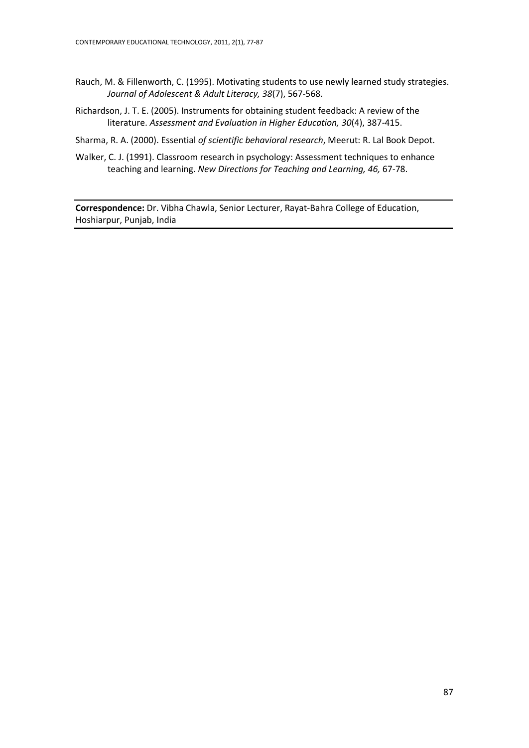Rauch, M. & Fillenworth, C. (1995). Motivating students to use newly learned study strategies. *Journal of Adolescent & Adult Literacy, 38*(7), 567-568.

Richardson, J. T. E. (2005). Instruments for obtaining student feedback: A review of the literature. *Assessment and Evaluation in Higher Education, 30*(4), 387-415.

Sharma, R. A. (2000). Essential *of scientific behavioral research*, Meerut: R. Lal Book Depot.

Walker, C. J. (1991). Classroom research in psychology: Assessment techniques to enhance teaching and learning. *New Directions for Teaching and Learning, 46,* 67-78.

---

**Correspondence:** Dr. Vibha Chawla, Senior Lecturer, Rayat-Bahra College of Education, Hoshiarpur, Punjab, India